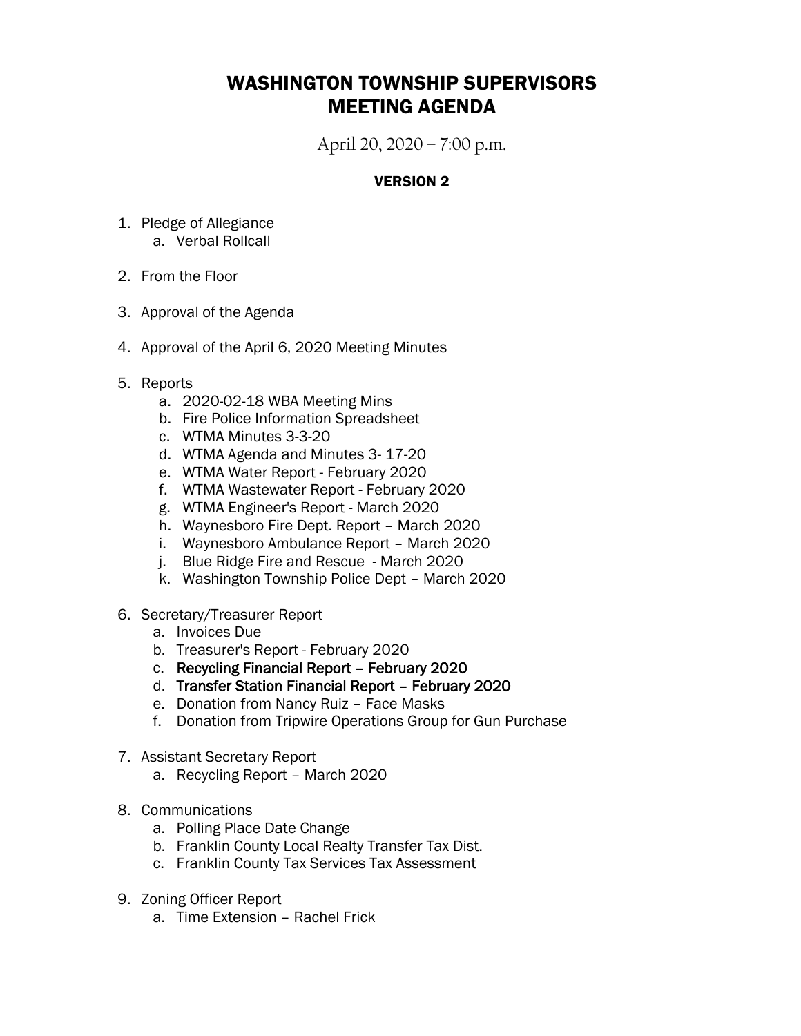# WASHINGTON TOWNSHIP SUPERVISORS
# MEETING AGENDA

April 20, 2020 – 7:00 p.m.

**VERSION 2**

1. Pledge of Allegiance
    a. Verbal Rollcall

2. From the Floor

3. Approval of the Agenda

4. Approval of the April 6, 2020 Meeting Minutes

5. Reports
    a. 2020-02-18 WBA Meeting Mins
    b. Fire Police Information Spreadsheet
    c. WTMA Minutes 3-3-20
    d. WTMA Agenda and Minutes 3- 17-20
    e. WTMA Water Report - February 2020
    f. WTMA Wastewater Report - February 2020
    g. WTMA Engineer's Report - March 2020
    h. Waynesboro Fire Dept. Report – March 2020
    i. Waynesboro Ambulance Report – March 2020
    j. Blue Ridge Fire and Rescue - March 2020
    k. Washington Township Police Dept – March 2020

6. Secretary/Treasurer Report
    a. Invoices Due
    b. Treasurer's Report - February 2020
    c. Recycling Financial Report – February 2020
    d. Transfer Station Financial Report – February 2020
    e. Donation from Nancy Ruiz – Face Masks
    f. Donation from Tripwire Operations Group for Gun Purchase

7. Assistant Secretary Report
    a. Recycling Report – March 2020

8. Communications
    a. Polling Place Date Change
    b. Franklin County Local Realty Transfer Tax Dist.
    c. Franklin County Tax Services Tax Assessment

9. Zoning Officer Report
    a. Time Extension – Rachel Frick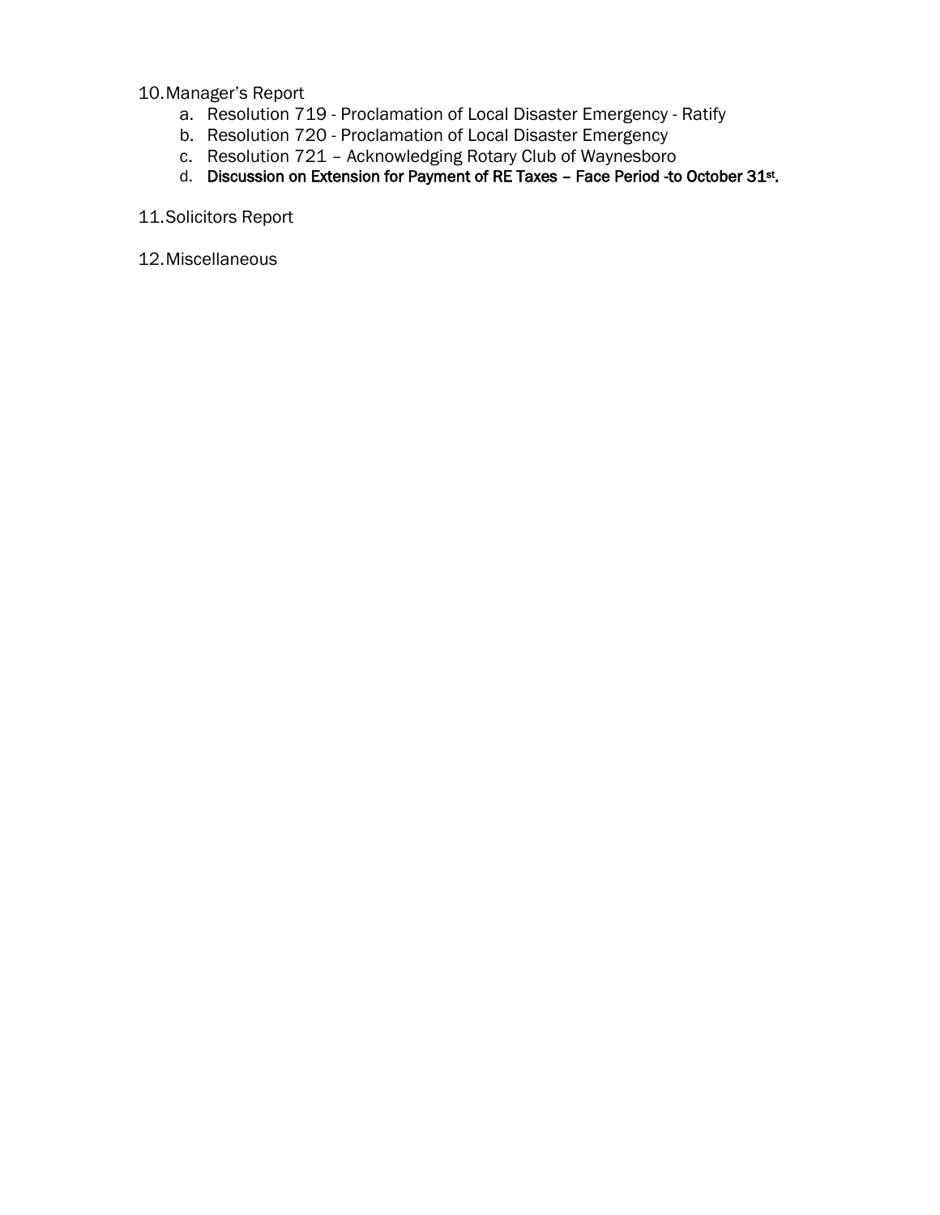10. Manager's Report
    a. Resolution 719 - Proclamation of Local Disaster Emergency - Ratify
    b. Resolution 720 - Proclamation of Local Disaster Emergency
    c. Resolution 721 – Acknowledging Rotary Club of Waynesboro
    d. **Discussion on Extension for Payment of RE Taxes – Face Period -to October 31st.**

11. Solicitors Report

12. Miscellaneous